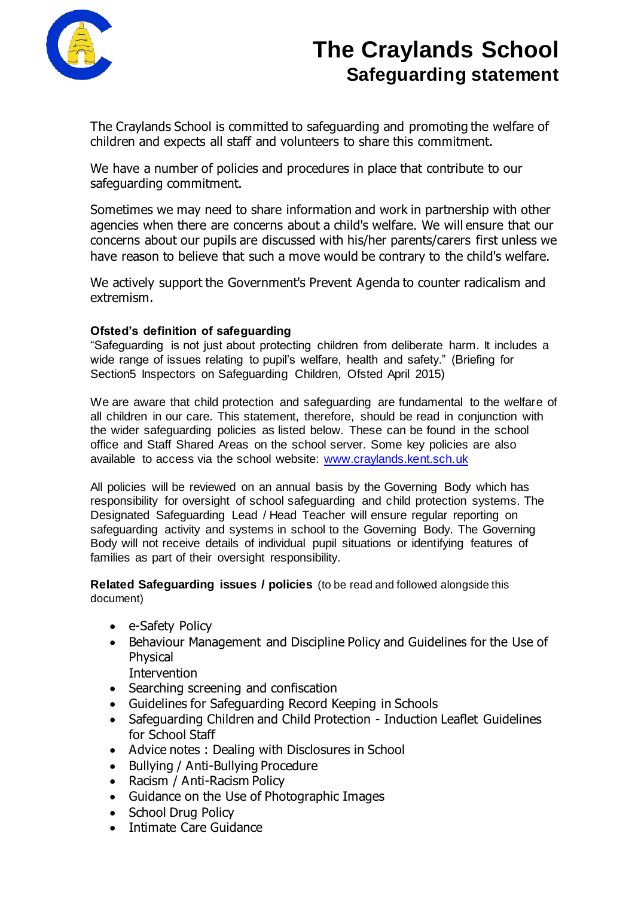# The Craylands School
## Safeguarding statement

The Craylands School is committed to safeguarding and promoting the welfare of children and expects all staff and volunteers to share this commitment.

We have a number of policies and procedures in place that contribute to our safeguarding commitment.

Sometimes we may need to share information and work in partnership with other agencies when there are concerns about a child's welfare. We will ensure that our concerns about our pupils are discussed with his/her parents/carers first unless we have reason to believe that such a move would be contrary to the child's welfare.

We actively support the Government's Prevent Agenda to counter radicalism and extremism.

**Ofsted's definition of safeguarding**
"Safeguarding is not just about protecting children from deliberate harm. It includes a wide range of issues relating to pupil's welfare, health and safety." (Briefing for Section5 Inspectors on Safeguarding Children, Ofsted April 2015)

We are aware that child protection and safeguarding are fundamental to the welfare of all children in our care. This statement, therefore, should be read in conjunction with the wider safeguarding policies as listed below. These can be found in the school office and Staff Shared Areas on the school server. Some key policies are also available to access via the school website: [www.craylands.kent.sch.uk](http://www.craylands.kent.sch.uk)

All policies will be reviewed on an annual basis by the Governing Body which has responsibility for oversight of school safeguarding and child protection systems. The Designated Safeguarding Lead / Head Teacher will ensure regular reporting on safeguarding activity and systems in school to the Governing Body. The Governing Body will not receive details of individual pupil situations or identifying features of families as part of their oversight responsibility.

**Related Safeguarding issues / policies** (to be read and followed alongside this document)

- e-Safety Policy
- Behaviour Management and Discipline Policy and Guidelines for the Use of Physical Intervention
- Searching screening and confiscation
- Guidelines for Safeguarding Record Keeping in Schools
- Safeguarding Children and Child Protection - Induction Leaflet Guidelines for School Staff
- Advice notes : Dealing with Disclosures in School
- Bullying / Anti-Bullying Procedure
- Racism / Anti-Racism Policy
- Guidance on the Use of Photographic Images
- School Drug Policy
- Intimate Care Guidance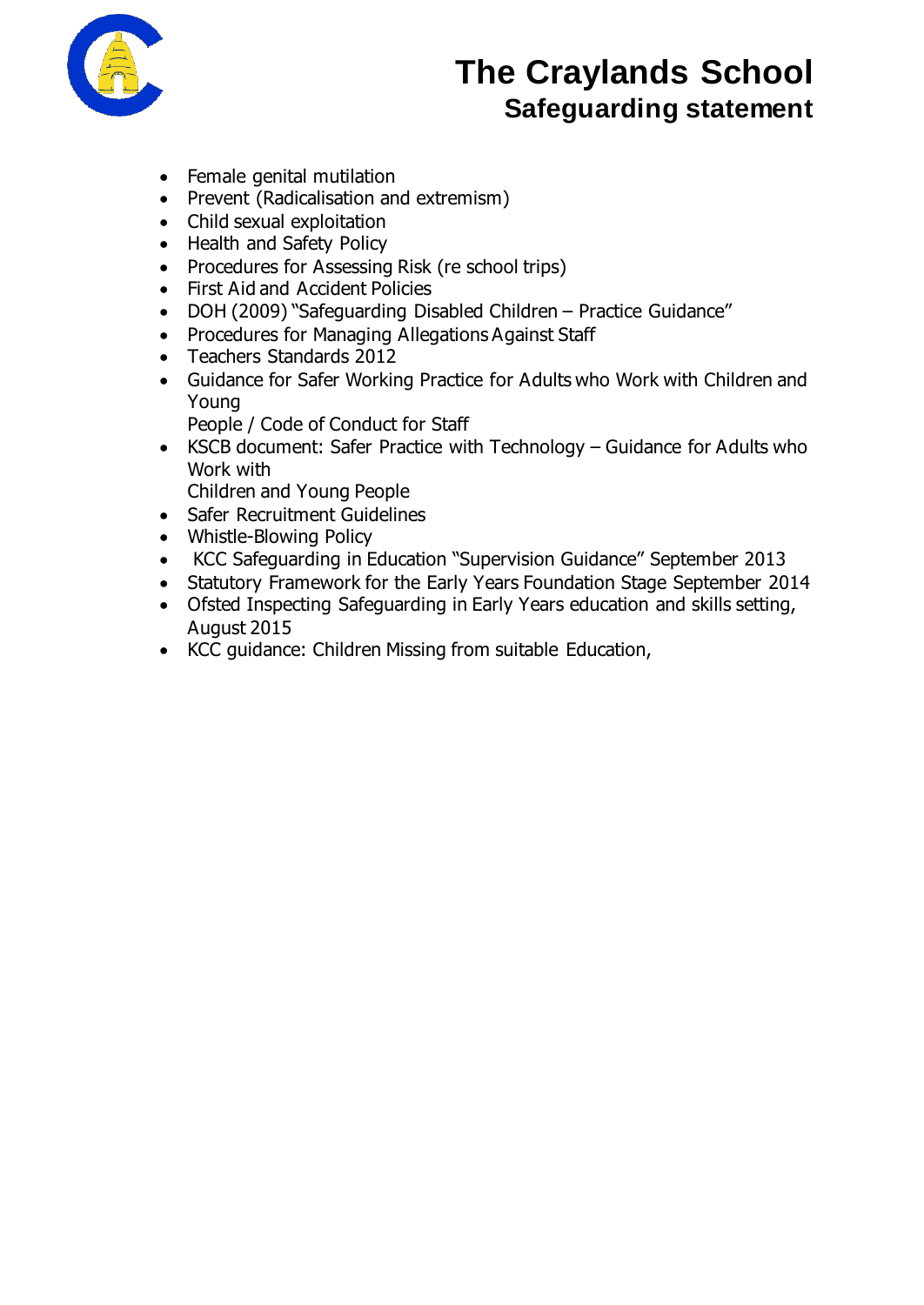- Female genital mutilation
- Prevent (Radicalisation and extremism)
- Child sexual exploitation
- Health and Safety Policy
- Procedures for Assessing Risk (re school trips)
- First Aid and Accident Policies
- DOH (2009) "Safeguarding Disabled Children – Practice Guidance"
- Procedures for Managing Allegations Against Staff
- Teachers Standards 2012
- Guidance for Safer Working Practice for Adults who Work with Children and Young People / Code of Conduct for Staff
- KSCB document: Safer Practice with Technology – Guidance for Adults who Work with Children and Young People
- Safer Recruitment Guidelines
- Whistle-Blowing Policy
- KCC Safeguarding in Education "Supervision Guidance" September 2013
- Statutory Framework for the Early Years Foundation Stage September 2014
- Ofsted Inspecting Safeguarding in Early Years education and skills setting, August 2015
- KCC guidance: Children Missing from suitable Education,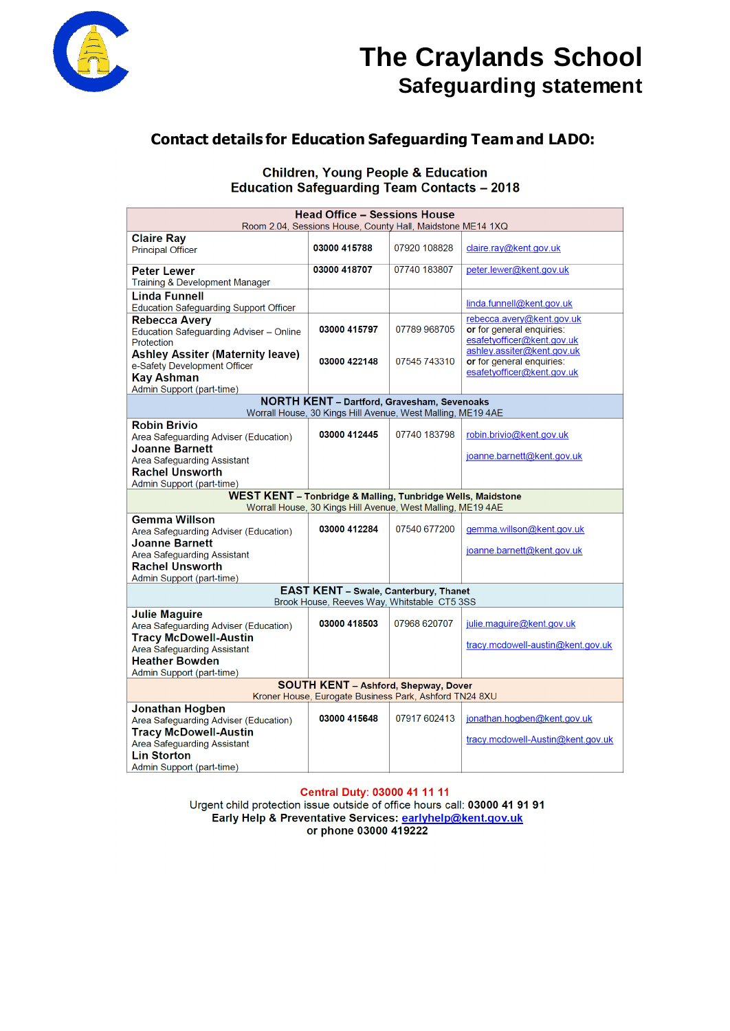# The Craylands School

## Safeguarding statement

### Contact details for Education Safeguarding Team and LADO:

**Children, Young People & Education**
**Education Safeguarding Team Contacts – 2018**

| | | | |
|---|---|---|---|
| **Head Office – Sessions House** Room 2.04, Sessions House, County Hall, Maidstone ME14 1XQ | | | |
| **Claire Ray** Principal Officer | **03000 415788** | 07920 108828 | claire.ray@kent.gov.uk |
| **Peter Lewer** Training & Development Manager | **03000 418707** | 07740 183807 | peter.lewer@kent.gov.uk |
| **Linda Funnell** Education Safeguarding Support Officer | | | linda.funnell@kent.gov.uk |
| **Rebecca Avery** Education Safeguarding Adviser – Online Protection | **03000 415797** | 07789 968705 | rebecca.avery@kent.gov.uk **or** for general enquiries: esafetyofficer@kent.gov.uk |
| **Ashley Assiter (Maternity leave)** e-Safety Development Officer | **03000 422148** | 07545 743310 | ashley.assiter@kent.gov.uk **or** for general enquiries: esafetyofficer@kent.gov.uk |
| **Kay Ashman** Admin Support (part-time) | | | |
| **NORTH KENT – Dartford, Gravesham, Sevenoaks** Worrall House, 30 Kings Hill Avenue, West Malling, ME19 4AE | | | |
| **Robin Brivio** Area Safeguarding Adviser (Education) | **03000 412445** | 07740 183798 | robin.brivio@kent.gov.uk |
| **Joanne Barnett** Area Safeguarding Assistant | | | joanne.barnett@kent.gov.uk |
| **Rachel Unsworth** Admin Support (part-time) | | | |
| **WEST KENT – Tonbridge & Malling, Tunbridge Wells, Maidstone** Worrall House, 30 Kings Hill Avenue, West Malling, ME19 4AE | | | |
| **Gemma Willson** Area Safeguarding Adviser (Education) | **03000 412284** | 07540 677200 | gemma.willson@kent.gov.uk |
| **Joanne Barnett** Area Safeguarding Assistant | | | joanne.barnett@kent.gov.uk |
| **Rachel Unsworth** Admin Support (part-time) | | | |
| **EAST KENT – Swale, Canterbury, Thanet** Brook House, Reeves Way, Whitstable CT5 3SS | | | |
| **Julie Maguire** Area Safeguarding Adviser (Education) | **03000 418503** | 07968 620707 | julie.maguire@kent.gov.uk |
| **Tracy McDowell-Austin** Area Safeguarding Assistant | | | tracy.mcdowell-austin@kent.gov.uk |
| **Heather Bowden** Admin Support (part-time) | | | |
| **SOUTH KENT – Ashford, Shepway, Dover** Kroner House, Eurogate Business Park, Ashford TN24 8XU | | | |
| **Jonathan Hogben** Area Safeguarding Adviser (Education) | **03000 415648** | 07917 602413 | jonathan.hogben@kent.gov.uk |
| **Tracy McDowell-Austin** Area Safeguarding Assistant | | | tracy.mcdowell-Austin@kent.gov.uk |
| **Lin Storton** Admin Support (part-time) | | | |

**Central Duty: 03000 41 11 11**

Urgent child protection issue outside of office hours call: **03000 41 91 91**

**Early Help & Preventative Services: earlyhelp@kent.gov.uk**

**or phone 03000 419222**